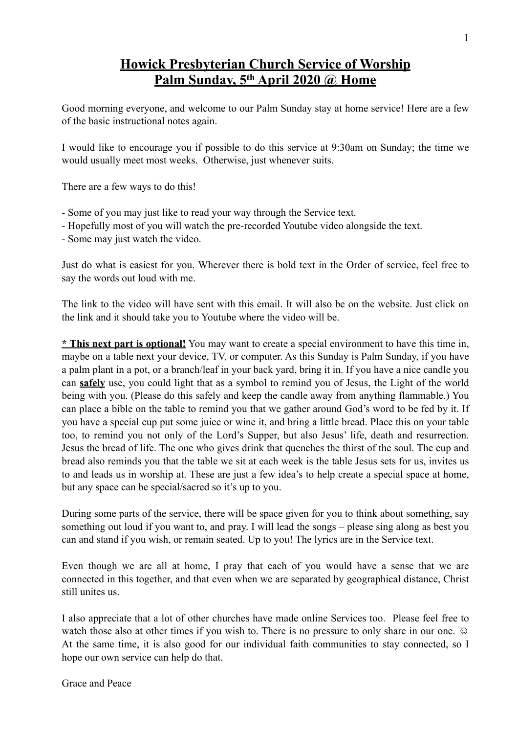# Howick Presbyterian Church Service of Worship
# Palm Sunday, 5th April 2020 @ Home

Good morning everyone, and welcome to our Palm Sunday stay at home service! Here are a few of the basic instructional notes again.

I would like to encourage you if possible to do this service at 9:30am on Sunday; the time we would usually meet most weeks. Otherwise, just whenever suits.

There are a few ways to do this!

- Some of you may just like to read your way through the Service text.
- Hopefully most of you will watch the pre-recorded Youtube video alongside the text.
- Some may just watch the video.

Just do what is easiest for you. Wherever there is bold text in the Order of service, feel free to say the words out loud with me.

The link to the video will have sent with this email. It will also be on the website. Just click on the link and it should take you to Youtube where the video will be.

**<u>* This next part is optional!</u>** You may want to create a special environment to have this time in, maybe on a table next your device, TV, or computer. As this Sunday is Palm Sunday, if you have a palm plant in a pot, or a branch/leaf in your back yard, bring it in. If you have a nice candle you can **<u>safely</u>** use, you could light that as a symbol to remind you of Jesus, the Light of the world being with you. (Please do this safely and keep the candle away from anything flammable.) You can place a bible on the table to remind you that we gather around God's word to be fed by it. If you have a special cup put some juice or wine it, and bring a little bread. Place this on your table too, to remind you not only of the Lord's Supper, but also Jesus' life, death and resurrection. Jesus the bread of life. The one who gives drink that quenches the thirst of the soul. The cup and bread also reminds you that the table we sit at each week is the table Jesus sets for us, invites us to and leads us in worship at. These are just a few idea's to help create a special space at home, but any space can be special/sacred so it's up to you.

During some parts of the service, there will be space given for you to think about something, say something out loud if you want to, and pray. I will lead the songs – please sing along as best you can and stand if you wish, or remain seated. Up to you! The lyrics are in the Service text.

Even though we are all at home, I pray that each of you would have a sense that we are connected in this together, and that even when we are separated by geographical distance, Christ still unites us.

I also appreciate that a lot of other churches have made online Services too. Please feel free to watch those also at other times if you wish to. There is no pressure to only share in our one. ☺ At the same time, it is also good for our individual faith communities to stay connected, so I hope our own service can help do that.

Grace and Peace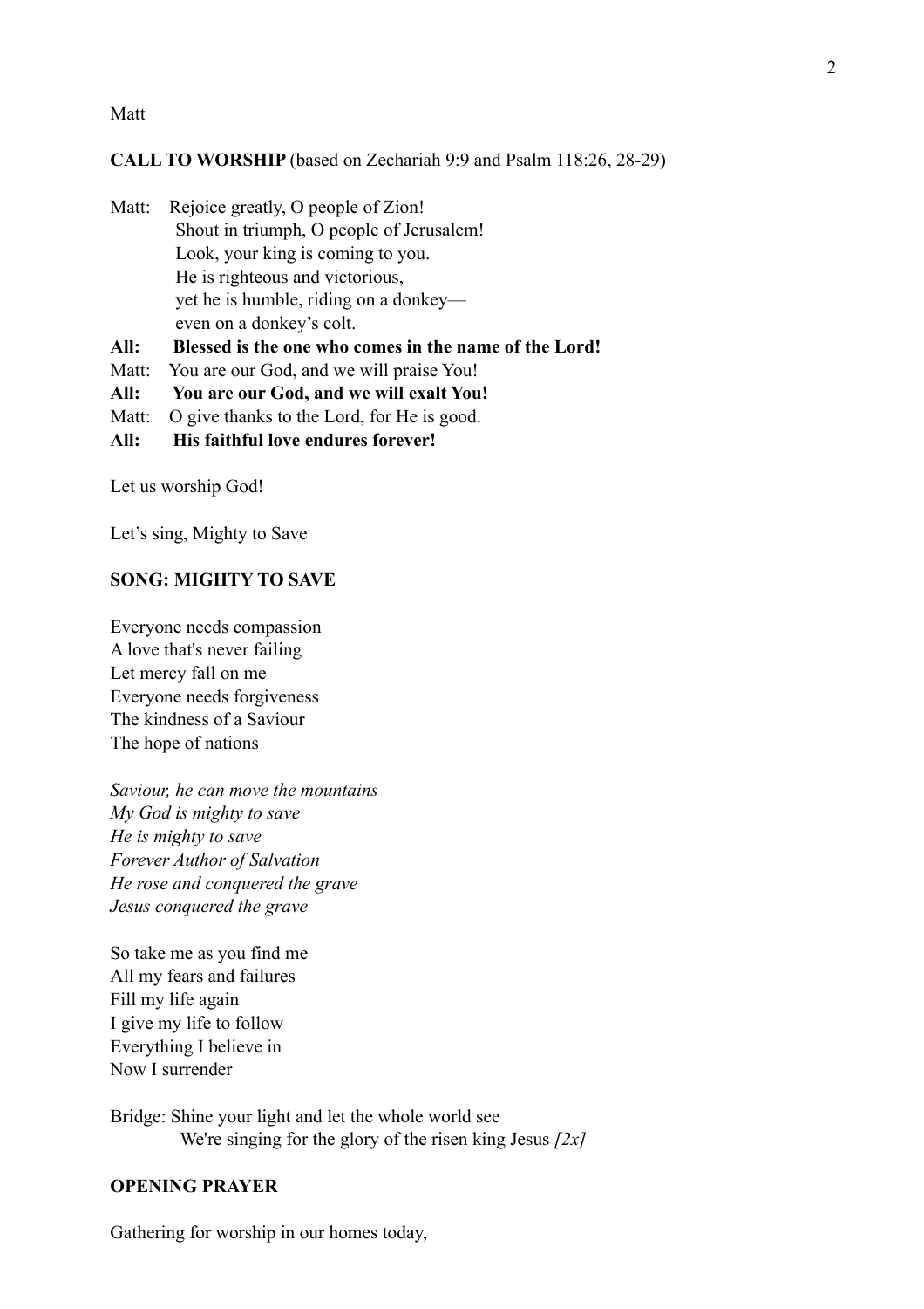Matt

**CALL TO WORSHIP** (based on Zechariah 9:9 and Psalm 118:26, 28-29)

Matt: Rejoice greatly, O people of Zion!
Shout in triumph, O people of Jerusalem!
Look, your king is coming to you.
He is righteous and victorious,
yet he is humble, riding on a donkey—
even on a donkey's colt.

**All: Blessed is the one who comes in the name of the Lord!**

Matt: You are our God, and we will praise You!

**All: You are our God, and we will exalt You!**

Matt: O give thanks to the Lord, for He is good.

**All: His faithful love endures forever!**

Let us worship God!

Let's sing, Mighty to Save

**SONG: MIGHTY TO SAVE**

Everyone needs compassion
A love that's never failing
Let mercy fall on me
Everyone needs forgiveness
The kindness of a Saviour
The hope of nations

*Saviour, he can move the mountains*
*My God is mighty to save*
*He is mighty to save*
*Forever Author of Salvation*
*He rose and conquered the grave*
*Jesus conquered the grave*

So take me as you find me
All my fears and failures
Fill my life again
I give my life to follow
Everything I believe in
Now I surrender

Bridge: Shine your light and let the whole world see
We're singing for the glory of the risen king Jesus *[2x]*

**OPENING PRAYER**

Gathering for worship in our homes today,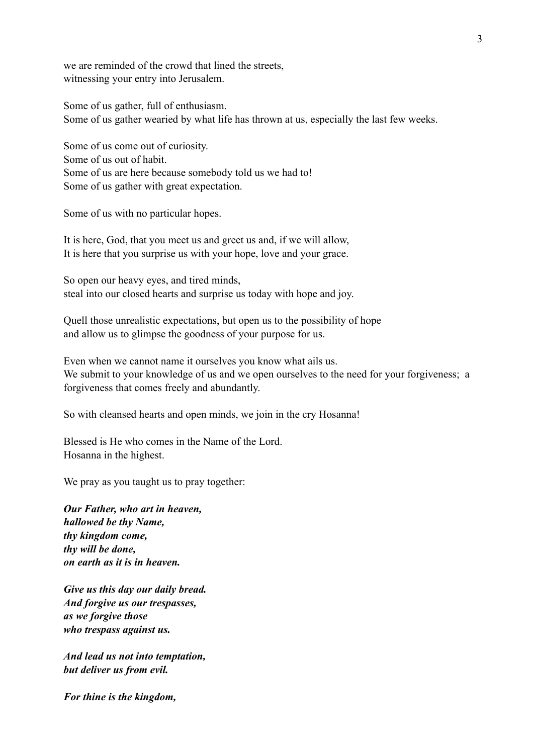we are reminded of the crowd that lined the streets,
witnessing your entry into Jerusalem.

Some of us gather, full of enthusiasm.
Some of us gather wearied by what life has thrown at us, especially the last few weeks.

Some of us come out of curiosity.
Some of us out of habit.
Some of us are here because somebody told us we had to!
Some of us gather with great expectation.

Some of us with no particular hopes.

It is here, God, that you meet us and greet us and, if we will allow,
It is here that you surprise us with your hope, love and your grace.

So open our heavy eyes, and tired minds,
steal into our closed hearts and surprise us today with hope and joy.

Quell those unrealistic expectations, but open us to the possibility of hope
and allow us to glimpse the goodness of your purpose for us.

Even when we cannot name it ourselves you know what ails us.
We submit to your knowledge of us and we open ourselves to the need for your forgiveness; a forgiveness that comes freely and abundantly.

So with cleansed hearts and open minds, we join in the cry Hosanna!

Blessed is He who comes in the Name of the Lord.
Hosanna in the highest.

We pray as you taught us to pray together:

***Our Father, who art in heaven,***
***hallowed be thy Name,***
***thy kingdom come,***
***thy will be done,***
***on earth as it is in heaven.***

***Give us this day our daily bread.***
***And forgive us our trespasses,***
***as we forgive those***
***who trespass against us.***

***And lead us not into temptation,***
***but deliver us from evil.***

***For thine is the kingdom,***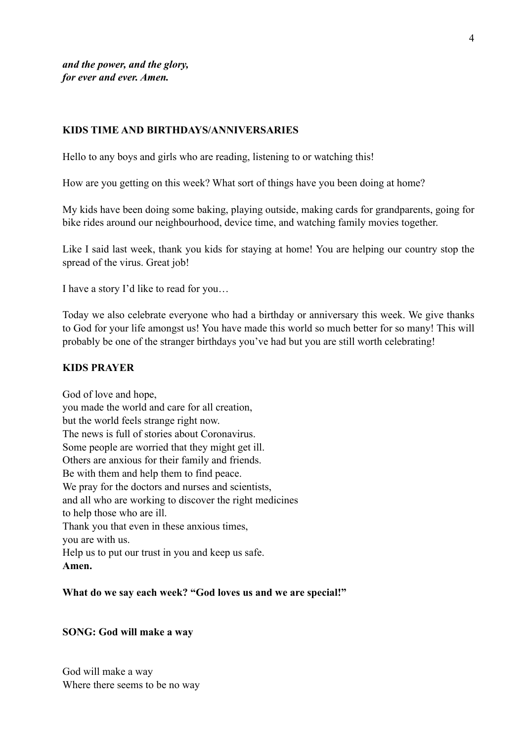***and the power, and the glory,***
***for ever and ever. Amen.***

**KIDS TIME AND BIRTHDAYS/ANNIVERSARIES**

Hello to any boys and girls who are reading, listening to or watching this!

How are you getting on this week? What sort of things have you been doing at home?

My kids have been doing some baking, playing outside, making cards for grandparents, going for bike rides around our neighbourhood, device time, and watching family movies together.

Like I said last week, thank you kids for staying at home! You are helping our country stop the spread of the virus. Great job!

I have a story I'd like to read for you…

Today we also celebrate everyone who had a birthday or anniversary this week. We give thanks to God for your life amongst us! You have made this world so much better for so many! This will probably be one of the stranger birthdays you've had but you are still worth celebrating!

**KIDS PRAYER**

God of love and hope,
you made the world and care for all creation,
but the world feels strange right now.
The news is full of stories about Coronavirus.
Some people are worried that they might get ill.
Others are anxious for their family and friends.
Be with them and help them to find peace.
We pray for the doctors and nurses and scientists,
and all who are working to discover the right medicines
to help those who are ill.
Thank you that even in these anxious times,
you are with us.
Help us to put our trust in you and keep us safe.
**Amen.**

**What do we say each week? "God loves us and we are special!"**

**SONG: God will make a way**

God will make a way
Where there seems to be no way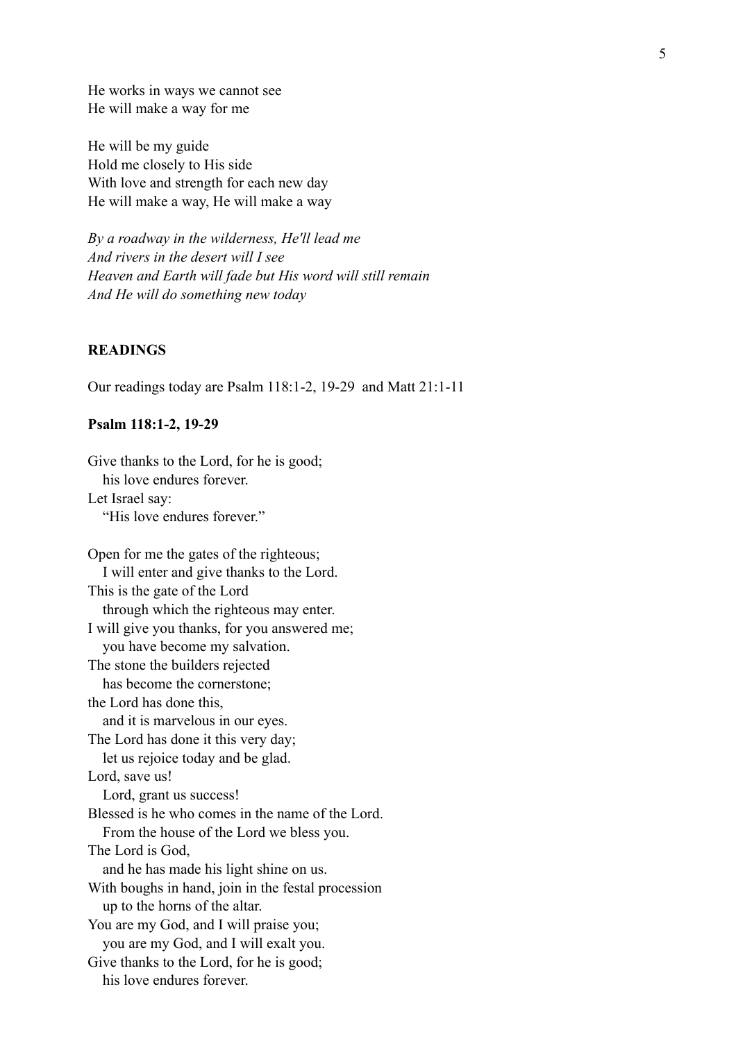He works in ways we cannot see
He will make a way for me

He will be my guide
Hold me closely to His side
With love and strength for each new day
He will make a way, He will make a way

*By a roadway in the wilderness, He'll lead me*
*And rivers in the desert will I see*
*Heaven and Earth will fade but His word will still remain*
*And He will do something new today*

**READINGS**

Our readings today are Psalm 118:1-2, 19-29 and Matt 21:1-11

**Psalm 118:1-2, 19-29**

Give thanks to the Lord, for he is good;
his love endures forever.
Let Israel say:
"His love endures forever."

Open for me the gates of the righteous;
I will enter and give thanks to the Lord.
This is the gate of the Lord
through which the righteous may enter.
I will give you thanks, for you answered me;
you have become my salvation.
The stone the builders rejected
has become the cornerstone;
the Lord has done this,
and it is marvelous in our eyes.
The Lord has done it this very day;
let us rejoice today and be glad.
Lord, save us!
Lord, grant us success!
Blessed is he who comes in the name of the Lord.
From the house of the Lord we bless you.
The Lord is God,
and he has made his light shine on us.
With boughs in hand, join in the festal procession
up to the horns of the altar.
You are my God, and I will praise you;
you are my God, and I will exalt you.
Give thanks to the Lord, for he is good;
his love endures forever.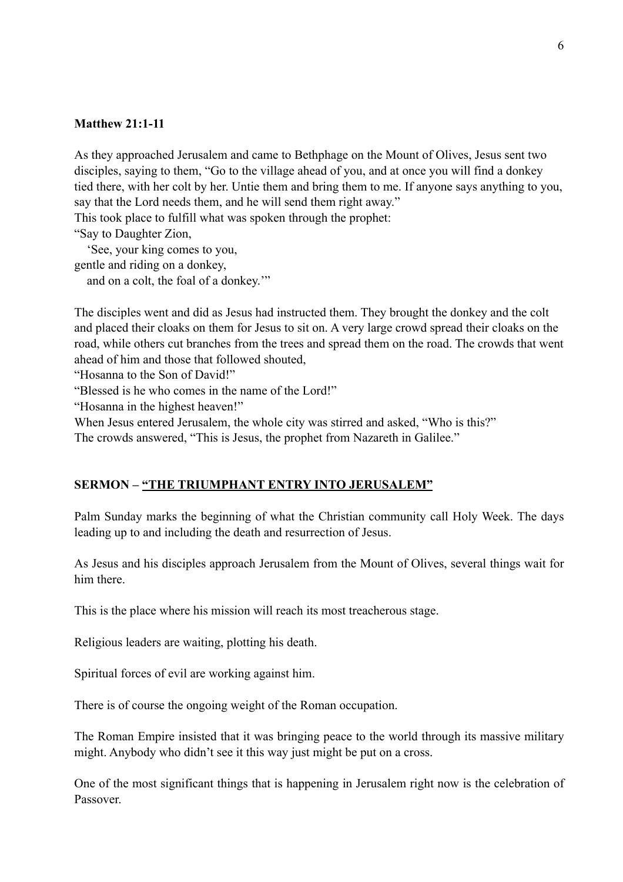**Matthew 21:1-11**

As they approached Jerusalem and came to Bethphage on the Mount of Olives, Jesus sent two disciples, saying to them, "Go to the village ahead of you, and at once you will find a donkey tied there, with her colt by her. Untie them and bring them to me. If anyone says anything to you, say that the Lord needs them, and he will send them right away."
This took place to fulfill what was spoken through the prophet:
"Say to Daughter Zion,
 'See, your king comes to you,
gentle and riding on a donkey,
 and on a colt, the foal of a donkey.'"

The disciples went and did as Jesus had instructed them. They brought the donkey and the colt and placed their cloaks on them for Jesus to sit on. A very large crowd spread their cloaks on the road, while others cut branches from the trees and spread them on the road. The crowds that went ahead of him and those that followed shouted,
"Hosanna to the Son of David!"
"Blessed is he who comes in the name of the Lord!"
"Hosanna in the highest heaven!"
When Jesus entered Jerusalem, the whole city was stirred and asked, "Who is this?"
The crowds answered, "This is Jesus, the prophet from Nazareth in Galilee."

**SERMON – <u>"THE TRIUMPHANT ENTRY INTO JERUSALEM"</u>**

Palm Sunday marks the beginning of what the Christian community call Holy Week. The days leading up to and including the death and resurrection of Jesus.

As Jesus and his disciples approach Jerusalem from the Mount of Olives, several things wait for him there.

This is the place where his mission will reach its most treacherous stage.

Religious leaders are waiting, plotting his death.

Spiritual forces of evil are working against him.

There is of course the ongoing weight of the Roman occupation.

The Roman Empire insisted that it was bringing peace to the world through its massive military might. Anybody who didn't see it this way just might be put on a cross.

One of the most significant things that is happening in Jerusalem right now is the celebration of Passover.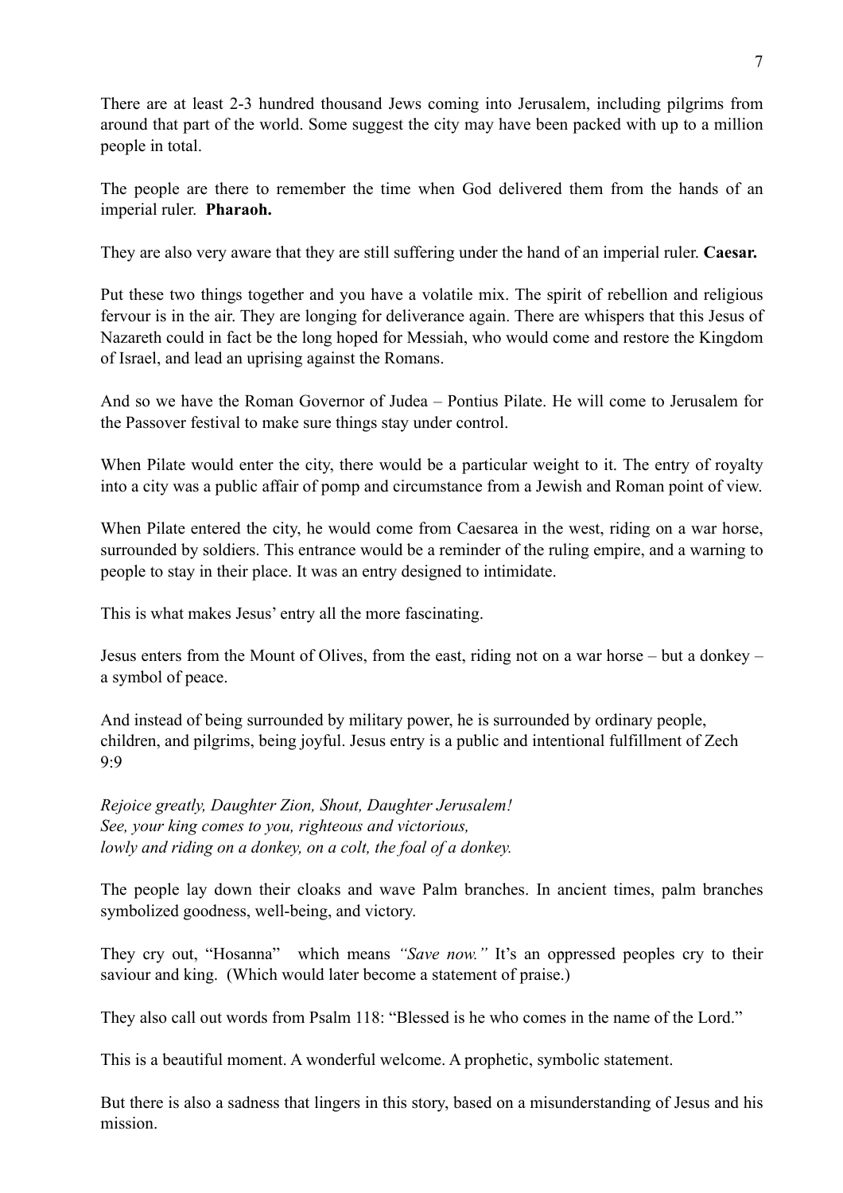There are at least 2-3 hundred thousand Jews coming into Jerusalem, including pilgrims from around that part of the world. Some suggest the city may have been packed with up to a million people in total.

The people are there to remember the time when God delivered them from the hands of an imperial ruler. **Pharaoh.**

They are also very aware that they are still suffering under the hand of an imperial ruler. **Caesar.**

Put these two things together and you have a volatile mix. The spirit of rebellion and religious fervour is in the air. They are longing for deliverance again. There are whispers that this Jesus of Nazareth could in fact be the long hoped for Messiah, who would come and restore the Kingdom of Israel, and lead an uprising against the Romans.

And so we have the Roman Governor of Judea – Pontius Pilate. He will come to Jerusalem for the Passover festival to make sure things stay under control.

When Pilate would enter the city, there would be a particular weight to it. The entry of royalty into a city was a public affair of pomp and circumstance from a Jewish and Roman point of view.

When Pilate entered the city, he would come from Caesarea in the west, riding on a war horse, surrounded by soldiers. This entrance would be a reminder of the ruling empire, and a warning to people to stay in their place. It was an entry designed to intimidate.

This is what makes Jesus' entry all the more fascinating.

Jesus enters from the Mount of Olives, from the east, riding not on a war horse – but a donkey – a symbol of peace.

And instead of being surrounded by military power, he is surrounded by ordinary people, children, and pilgrims, being joyful. Jesus entry is a public and intentional fulfillment of Zech 9:9

*Rejoice greatly, Daughter Zion, Shout, Daughter Jerusalem!*
*See, your king comes to you, righteous and victorious,*
*lowly and riding on a donkey, on a colt, the foal of a donkey.*

The people lay down their cloaks and wave Palm branches. In ancient times, palm branches symbolized goodness, well-being, and victory.

They cry out, "Hosanna" which means *"Save now."* It's an oppressed peoples cry to their saviour and king. (Which would later become a statement of praise.)

They also call out words from Psalm 118: "Blessed is he who comes in the name of the Lord."

This is a beautiful moment. A wonderful welcome. A prophetic, symbolic statement.

But there is also a sadness that lingers in this story, based on a misunderstanding of Jesus and his mission.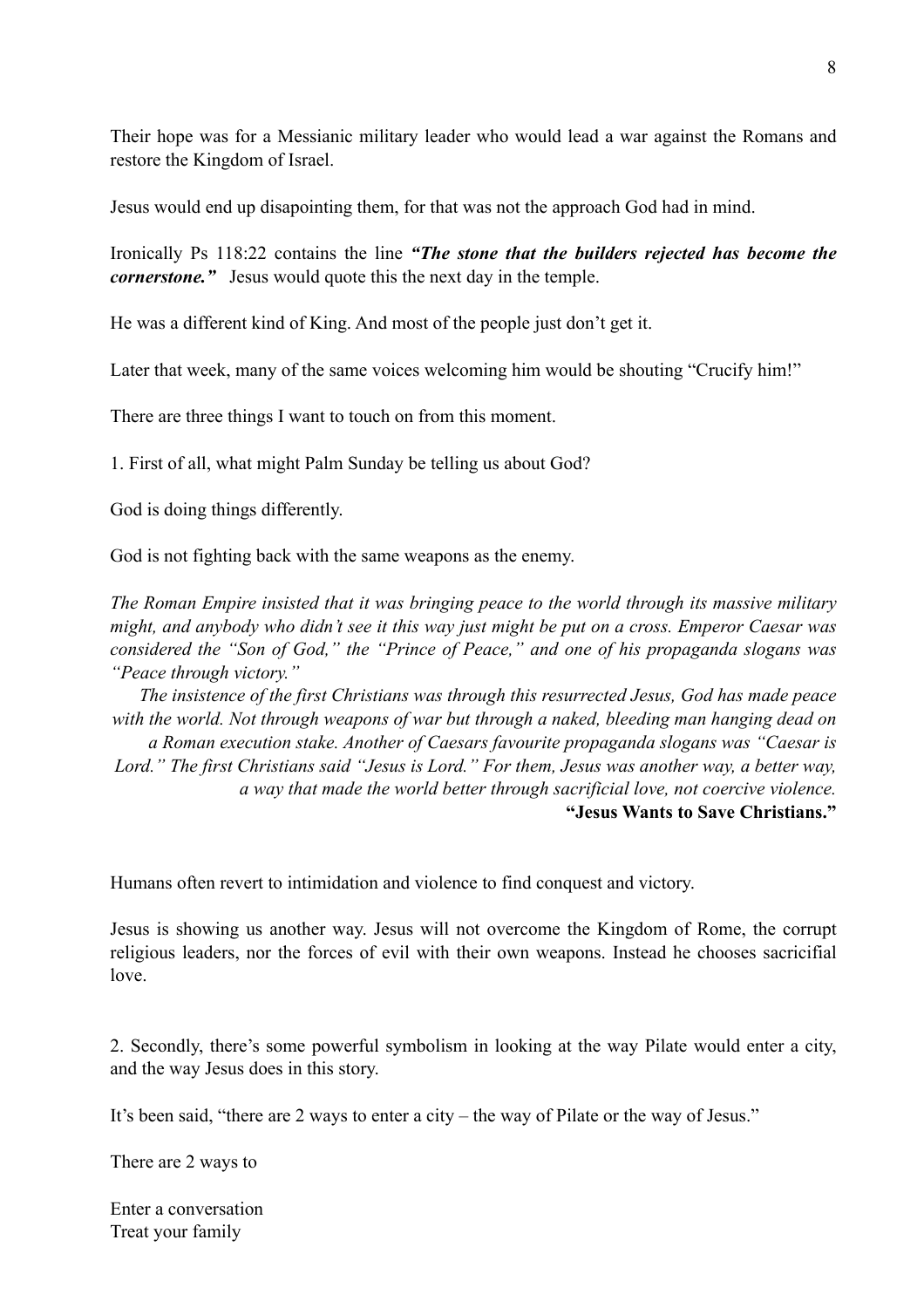Their hope was for a Messianic military leader who would lead a war against the Romans and restore the Kingdom of Israel.

Jesus would end up disapointing them, for that was not the approach God had in mind.

Ironically Ps 118:22 contains the line ***"The stone that the builders rejected has become the cornerstone."*** Jesus would quote this the next day in the temple.

He was a different kind of King. And most of the people just don't get it.

Later that week, many of the same voices welcoming him would be shouting "Crucify him!"

There are three things I want to touch on from this moment.

1. First of all, what might Palm Sunday be telling us about God?

God is doing things differently.

God is not fighting back with the same weapons as the enemy.

*The Roman Empire insisted that it was bringing peace to the world through its massive military might, and anybody who didn't see it this way just might be put on a cross. Emperor Caesar was considered the "Son of God," the "Prince of Peace," and one of his propaganda slogans was "Peace through victory."*

*The insistence of the first Christians was through this resurrected Jesus, God has made peace with the world. Not through weapons of war but through a naked, bleeding man hanging dead on a Roman execution stake. Another of Caesars favourite propaganda slogans was "Caesar is Lord." The first Christians said "Jesus is Lord." For them, Jesus was another way, a better way, a way that made the world better through sacrificial love, not coercive violence.*

**"Jesus Wants to Save Christians."**

Humans often revert to intimidation and violence to find conquest and victory.

Jesus is showing us another way. Jesus will not overcome the Kingdom of Rome, the corrupt religious leaders, nor the forces of evil with their own weapons. Instead he chooses sacricifial love.

2. Secondly, there's some powerful symbolism in looking at the way Pilate would enter a city, and the way Jesus does in this story.

It's been said, "there are 2 ways to enter a city – the way of Pilate or the way of Jesus."

There are 2 ways to

Enter a conversation
Treat your family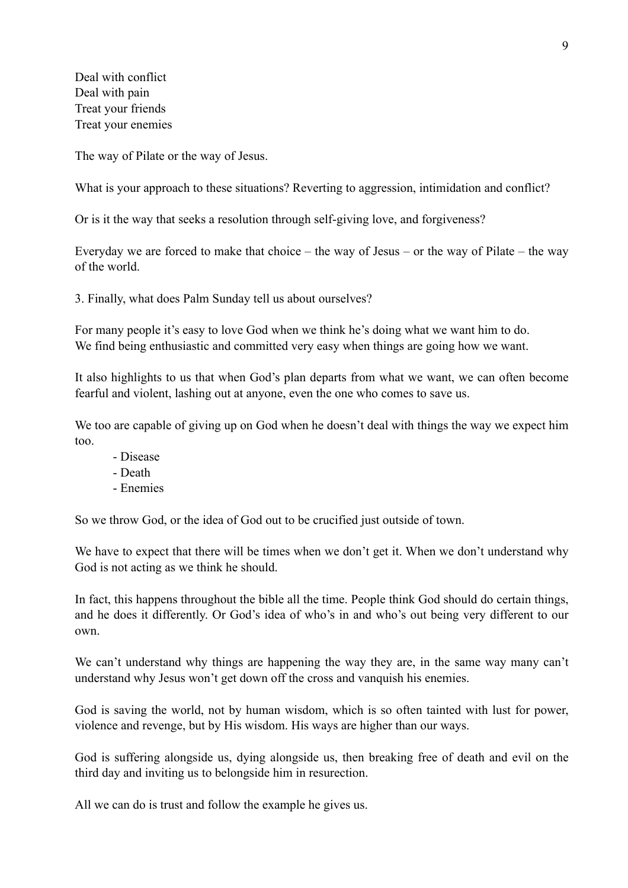Deal with conflict
Deal with pain
Treat your friends
Treat your enemies

The way of Pilate or the way of Jesus.

What is your approach to these situations? Reverting to aggression, intimidation and conflict?

Or is it the way that seeks a resolution through self-giving love, and forgiveness?

Everyday we are forced to make that choice – the way of Jesus – or the way of Pilate – the way of the world.

3. Finally, what does Palm Sunday tell us about ourselves?

For many people it's easy to love God when we think he's doing what we want him to do.
We find being enthusiastic and committed very easy when things are going how we want.

It also highlights to us that when God's plan departs from what we want, we can often become fearful and violent, lashing out at anyone, even the one who comes to save us.

We too are capable of giving up on God when he doesn't deal with things the way we expect him too.

- Disease
- Death
- Enemies

So we throw God, or the idea of God out to be crucified just outside of town.

We have to expect that there will be times when we don't get it. When we don't understand why God is not acting as we think he should.

In fact, this happens throughout the bible all the time. People think God should do certain things, and he does it differently. Or God's idea of who's in and who's out being very different to our own.

We can't understand why things are happening the way they are, in the same way many can't understand why Jesus won't get down off the cross and vanquish his enemies.

God is saving the world, not by human wisdom, which is so often tainted with lust for power, violence and revenge, but by His wisdom. His ways are higher than our ways.

God is suffering alongside us, dying alongside us, then breaking free of death and evil on the third day and inviting us to belongside him in resurection.

All we can do is trust and follow the example he gives us.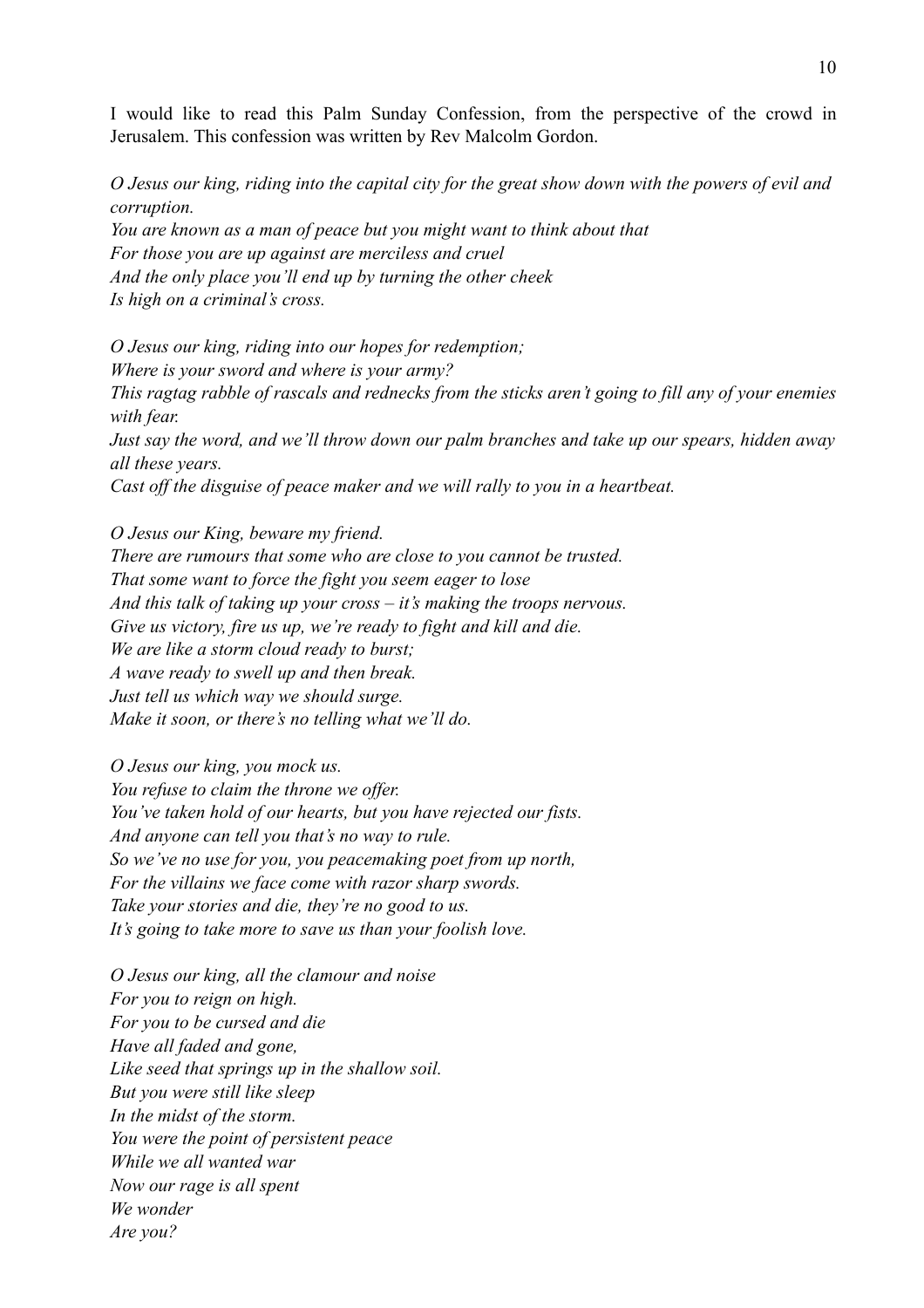I would like to read this Palm Sunday Confession, from the perspective of the crowd in Jerusalem. This confession was written by Rev Malcolm Gordon.

*O Jesus our king, riding into the capital city for the great show down with the powers of evil and corruption.*
*You are known as a man of peace but you might want to think about that*
*For those you are up against are merciless and cruel*
*And the only place you'll end up by turning the other cheek*
*Is high on a criminal's cross.*

*O Jesus our king, riding into our hopes for redemption;*
*Where is your sword and where is your army?*
*This ragtag rabble of rascals and rednecks from the sticks aren't going to fill any of your enemies with fear.*
*Just say the word, and we'll throw down our palm branches* and *take up our spears, hidden away all these years.*
*Cast off the disguise of peace maker and we will rally to you in a heartbeat.*

*O Jesus our King, beware my friend.*
*There are rumours that some who are close to you cannot be trusted.*
*That some want to force the fight you seem eager to lose*
*And this talk of taking up your cross – it's making the troops nervous.*
*Give us victory, fire us up, we're ready to fight and kill and die.*
*We are like a storm cloud ready to burst;*
*A wave ready to swell up and then break.*
*Just tell us which way we should surge.*
*Make it soon, or there's no telling what we'll do.*

*O Jesus our king, you mock us.*
*You refuse to claim the throne we offer.*
*You've taken hold of our hearts, but you have rejected our fists.*
*And anyone can tell you that's no way to rule.*
*So we've no use for you, you peacemaking poet from up north,*
*For the villains we face come with razor sharp swords.*
*Take your stories and die, they're no good to us.*
*It's going to take more to save us than your foolish love.*

*O Jesus our king, all the clamour and noise*
*For you to reign on high.*
*For you to be cursed and die*
*Have all faded and gone,*
*Like seed that springs up in the shallow soil.*
*But you were still like sleep*
*In the midst of the storm.*
*You were the point of persistent peace*
*While we all wanted war*
*Now our rage is all spent*
*We wonder*
*Are you?*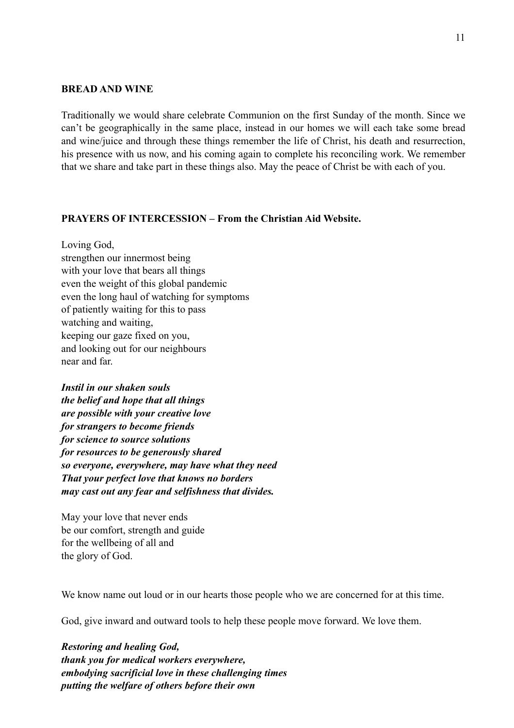## BREAD AND WINE

Traditionally we would share celebrate Communion on the first Sunday of the month. Since we can't be geographically in the same place, instead in our homes we will each take some bread and wine/juice and through these things remember the life of Christ, his death and resurrection, his presence with us now, and his coming again to complete his reconciling work. We remember that we share and take part in these things also. May the peace of Christ be with each of you.

## PRAYERS OF INTERCESSION – From the Christian Aid Website.

Loving God,
strengthen our innermost being
with your love that bears all things
even the weight of this global pandemic
even the long haul of watching for symptoms
of patiently waiting for this to pass
watching and waiting,
keeping our gaze fixed on you,
and looking out for our neighbours
near and far.

***Instil in our shaken souls***
***the belief and hope that all things***
***are possible with your creative love***
***for strangers to become friends***
***for science to source solutions***
***for resources to be generously shared***
***so everyone, everywhere, may have what they need***
***That your perfect love that knows no borders***
***may cast out any fear and selfishness that divides.***

May your love that never ends
be our comfort, strength and guide
for the wellbeing of all and
the glory of God.

We know name out loud or in our hearts those people who we are concerned for at this time.

God, give inward and outward tools to help these people move forward. We love them.

***Restoring and healing God,***
***thank you for medical workers everywhere,***
***embodying sacrificial love in these challenging times***
***putting the welfare of others before their own***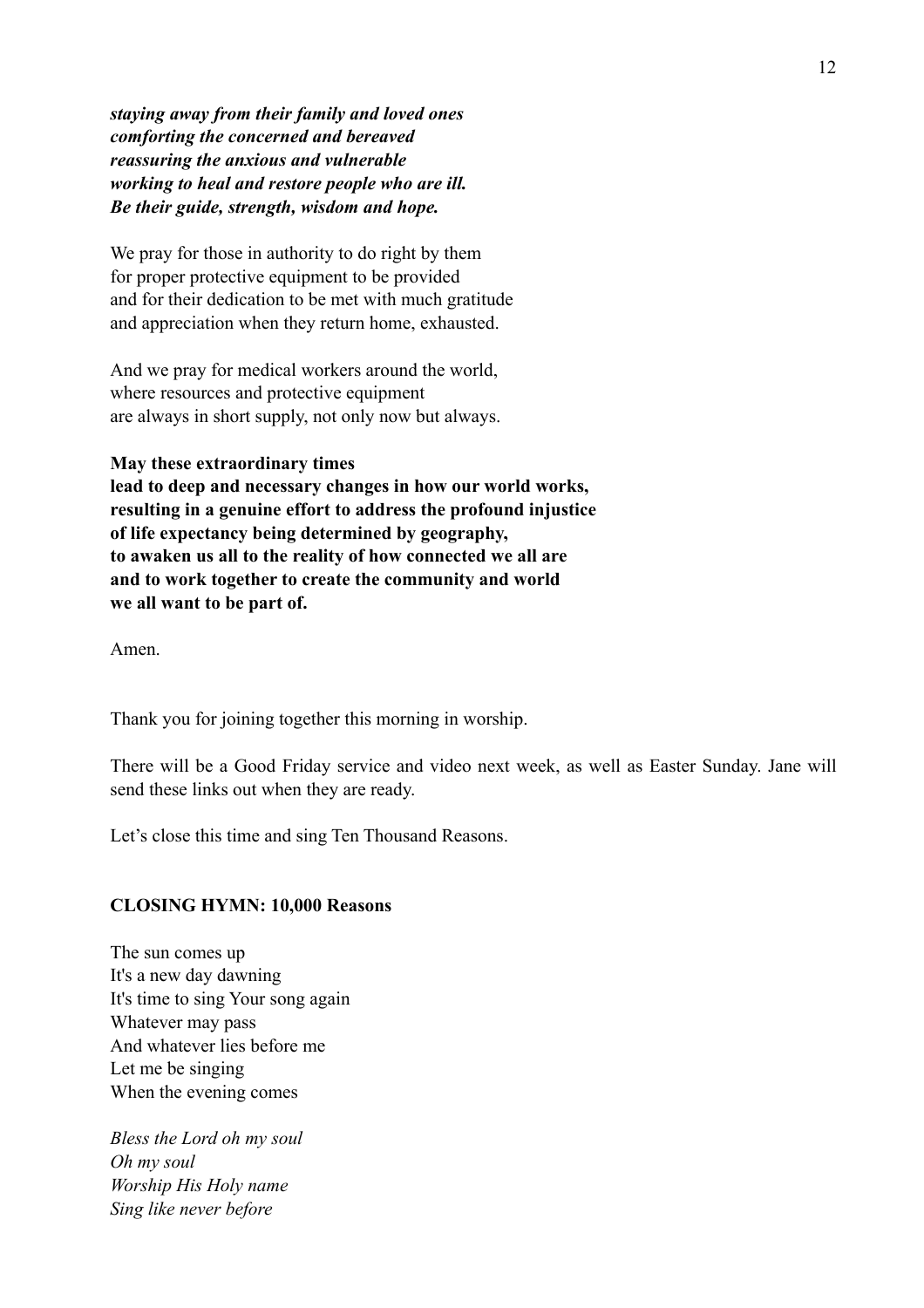***staying away from their family and loved ones***
***comforting the concerned and bereaved***
***reassuring the anxious and vulnerable***
***working to heal and restore people who are ill.***
***Be their guide, strength, wisdom and hope.***

We pray for those in authority to do right by them
for proper protective equipment to be provided
and for their dedication to be met with much gratitude
and appreciation when they return home, exhausted.

And we pray for medical workers around the world,
where resources and protective equipment
are always in short supply, not only now but always.

**May these extraordinary times**
**lead to deep and necessary changes in how our world works,**
**resulting in a genuine effort to address the profound injustice**
**of life expectancy being determined by geography,**
**to awaken us all to the reality of how connected we all are**
**and to work together to create the community and world**
**we all want to be part of.**

Amen.

Thank you for joining together this morning in worship.

There will be a Good Friday service and video next week, as well as Easter Sunday. Jane will send these links out when they are ready.

Let's close this time and sing Ten Thousand Reasons.

**CLOSING HYMN: 10,000 Reasons**

The sun comes up
It's a new day dawning
It's time to sing Your song again
Whatever may pass
And whatever lies before me
Let me be singing
When the evening comes

*Bless the Lord oh my soul*
*Oh my soul*
*Worship His Holy name*
*Sing like never before*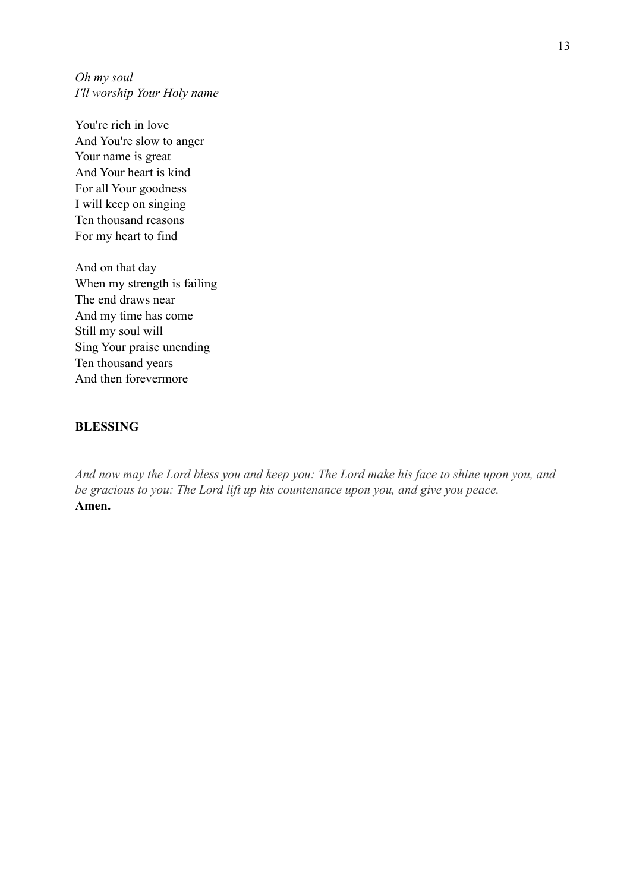*Oh my soul*
*I'll worship Your Holy name*

You're rich in love
And You're slow to anger
Your name is great
And Your heart is kind
For all Your goodness
I will keep on singing
Ten thousand reasons
For my heart to find

And on that day
When my strength is failing
The end draws near
And my time has come
Still my soul will
Sing Your praise unending
Ten thousand years
And then forevermore

**BLESSING**

*And now may the Lord bless you and keep you: The Lord make his face to shine upon you, and be gracious to you: The Lord lift up his countenance upon you, and give you peace.*
**Amen.**